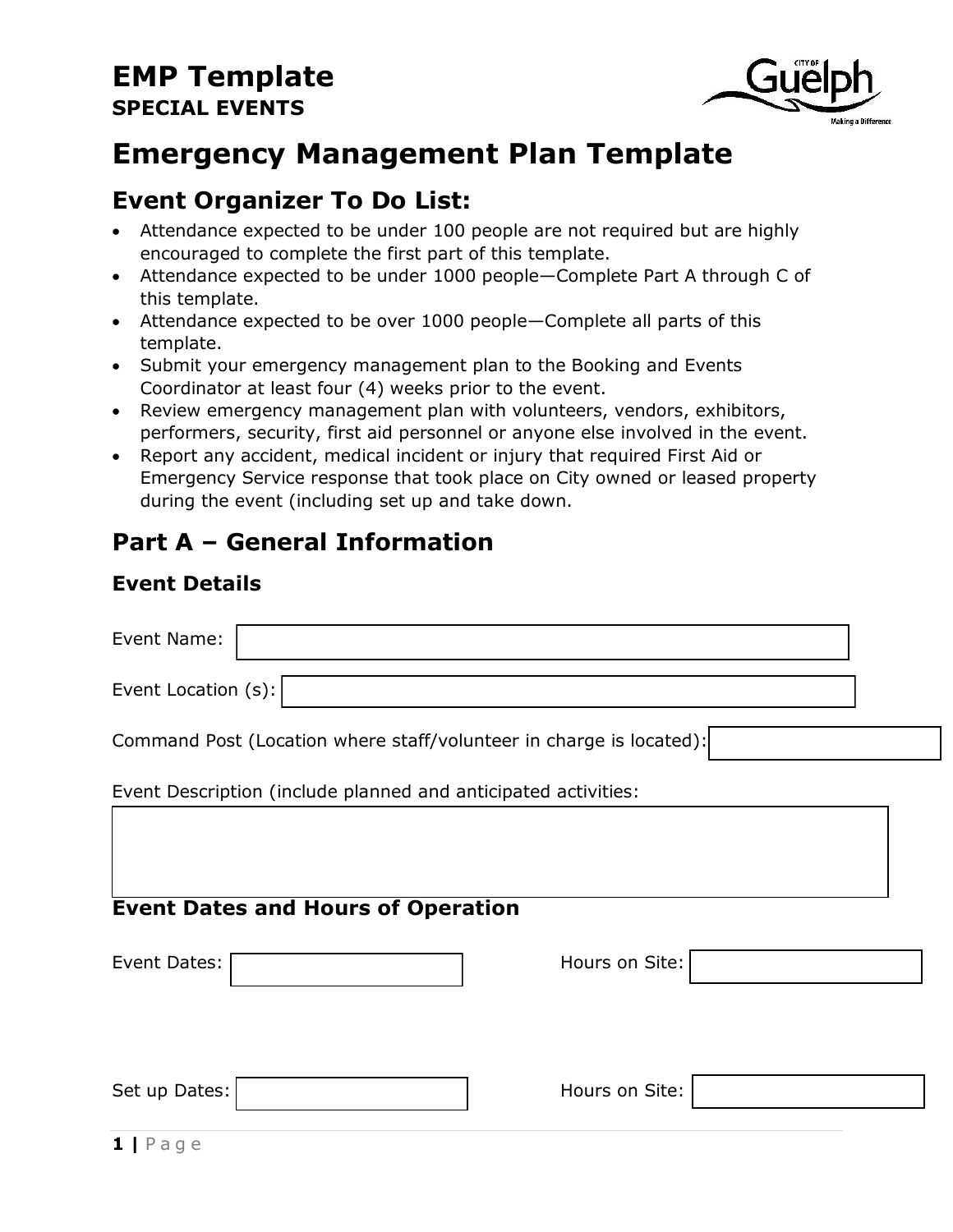# EMP Template

**SPECIAL EVENTS**

# Emergency Management Plan Template

## Event Organizer To Do List:

- Attendance expected to be under 100 people are not required but are highly encouraged to complete the first part of this template.
- Attendance expected to be under 1000 people—Complete Part A through C of this template.
- Attendance expected to be over 1000 people—Complete all parts of this template.
- Submit your emergency management plan to the Booking and Events Coordinator at least four (4) weeks prior to the event.
- Review emergency management plan with volunteers, vendors, exhibitors, performers, security, first aid personnel or anyone else involved in the event.
- Report any accident, medical incident or injury that required First Aid or Emergency Service response that took place on City owned or leased property during the event (including set up and take down.

## Part A – General Information

### Event Details

Event Name:

Event Location (s):

Command Post (Location where staff/volunteer in charge is located):

Event Description (include planned and anticipated activities:

### Event Dates and Hours of Operation

Event Dates: 

Hours on Site:

Set up Dates: 

Hours on Site: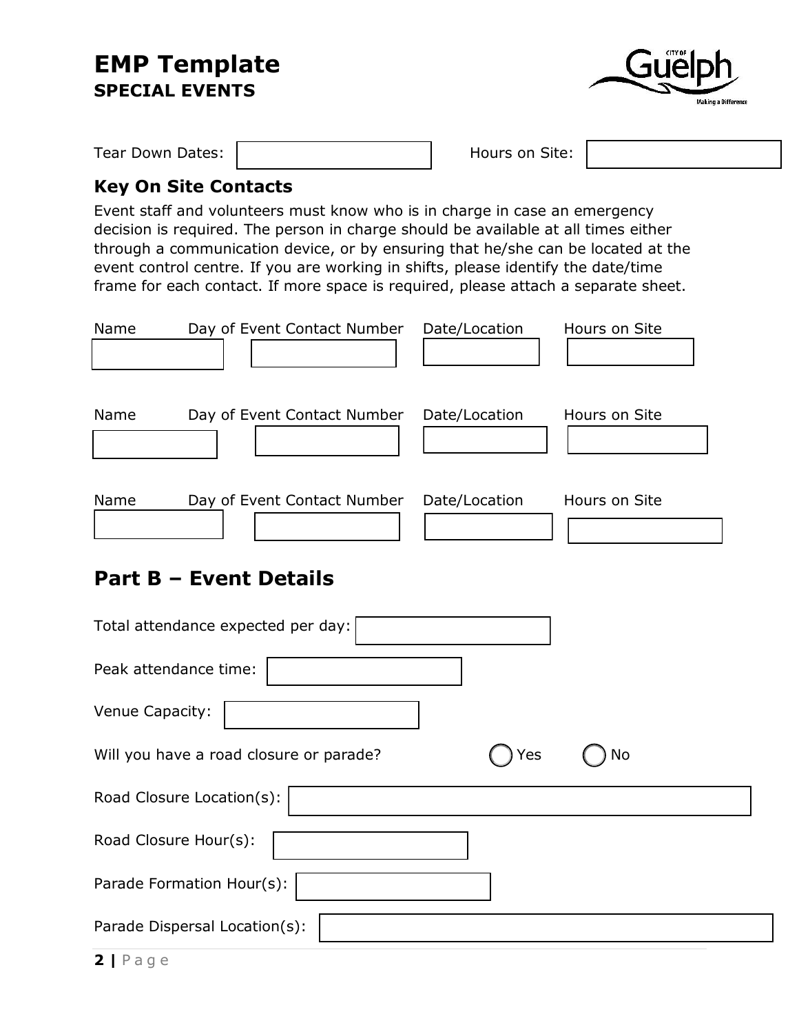Tear Down Dates: 

Hours on Site: 

### Key On Site Contacts

Event staff and volunteers must know who is in charge in case an emergency decision is required. The person in charge should be available at all times either through a communication device, or by ensuring that he/she can be located at the event control centre. If you are working in shifts, please identify the date/time frame for each contact. If more space is required, please attach a separate sheet.

| Name | Day of Event Contact Number | Date/Location | Hours on Site |
| --- | --- | --- | --- |
| | | | |

| Name | Day of Event Contact Number | Date/Location | Hours on Site |
| --- | --- | --- | --- |
| | | | |

| Name | Day of Event Contact Number | Date/Location | Hours on Site |
| --- | --- | --- | --- |
| | | | |

## Part B – Event Details

Total attendance expected per day: 

Peak attendance time: 

Venue Capacity: 

Will you have a road closure or parade? ◯ Yes ◯ No

Road Closure Location(s): 

Road Closure Hour(s): 

Parade Formation Hour(s): 

Parade Dispersal Location(s):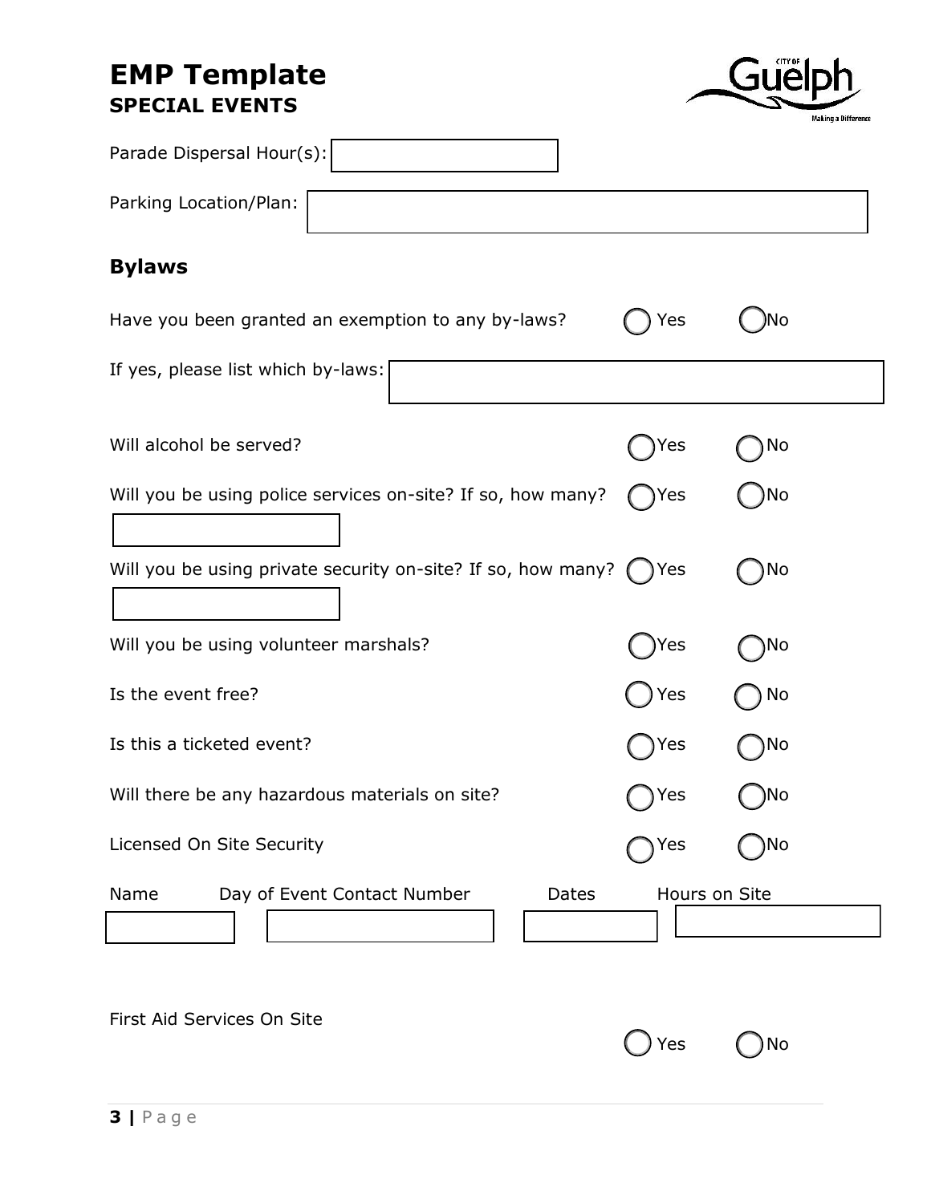# EMP Template
## SPECIAL EVENTS

Parade Dispersal Hour(s):

Parking Location/Plan:

## Bylaws

Have you been granted an exemption to any by-laws? ◯ Yes ◯ No

If yes, please list which by-laws:

Will alcohol be served? ◯ Yes ◯ No

Will you be using police services on-site? If so, how many? ◯ Yes ◯ No

Will you be using private security on-site? If so, how many? ◯ Yes ◯ No

Will you be using volunteer marshals? ◯ Yes ◯ No

Is the event free? ◯ Yes ◯ No

Is this a ticketed event? ◯ Yes ◯ No

Will there be any hazardous materials on site? ◯ Yes ◯ No

Licensed On Site Security ◯ Yes ◯ No

| Name | Day of Event Contact Number | Dates | Hours on Site |
|---|---|---|---|
| | | | |

First Aid Services On Site ◯ Yes ◯ No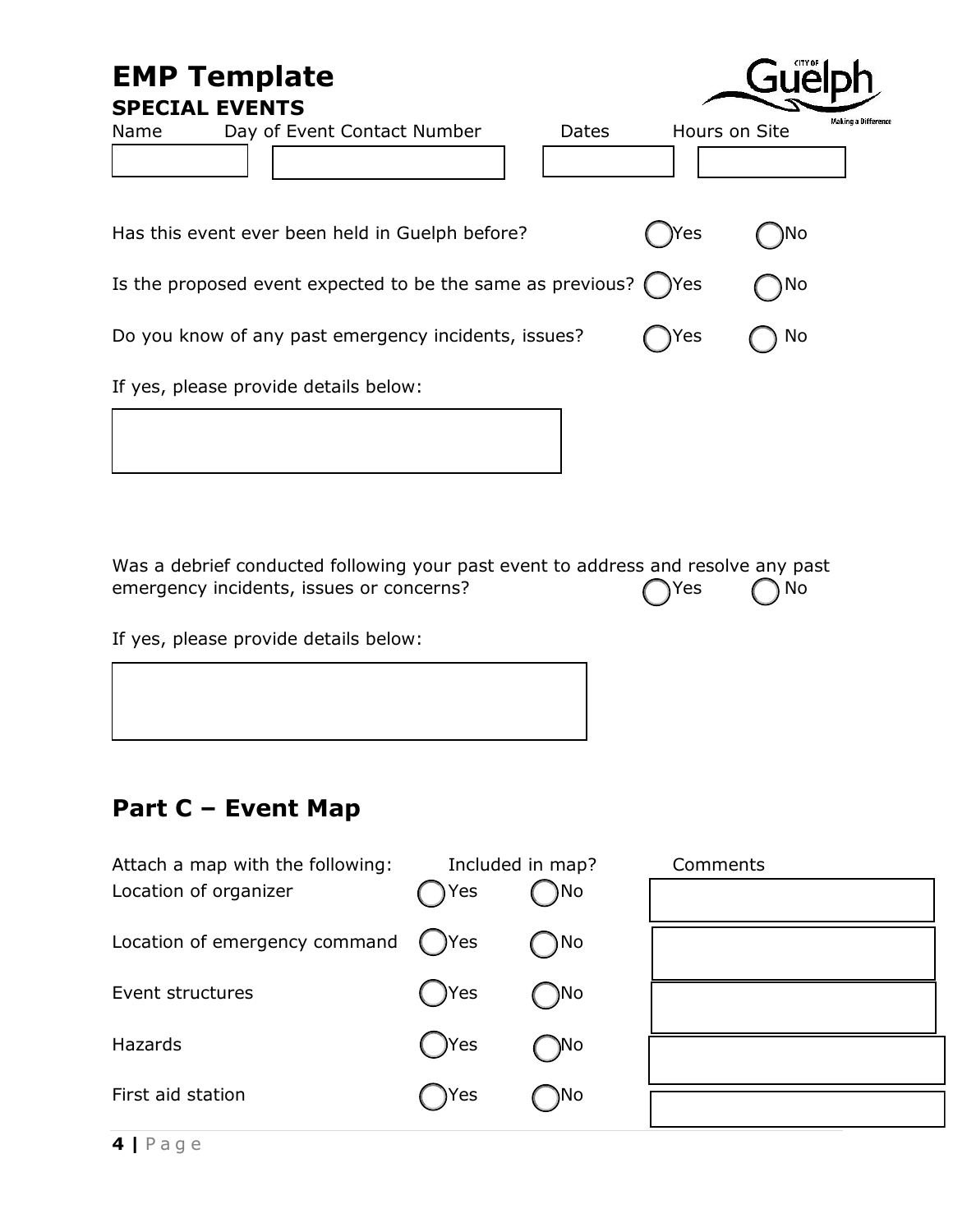# EMP Template

## SPECIAL EVENTS

| Name | Day of Event Contact Number | Dates | Hours on Site |
|---|---|---|---|
| | | | |

Has this event ever been held in Guelph before? ◯ Yes ◯ No

Is the proposed event expected to be the same as previous? ◯ Yes ◯ No

Do you know of any past emergency incidents, issues? ◯ Yes ◯ No

If yes, please provide details below:

Was a debrief conducted following your past event to address and resolve any past emergency incidents, issues or concerns? ◯ Yes ◯ No

If yes, please provide details below:

## Part C – Event Map

| Attach a map with the following: | Included in map? | | Comments |
|---|---|---|---|
| Location of organizer | ◯ Yes | ◯ No | |
| Location of emergency command | ◯ Yes | ◯ No | |
| Event structures | ◯ Yes | ◯ No | |
| Hazards | ◯ Yes | ◯ No | |
| First aid station | ◯ Yes | ◯ No | |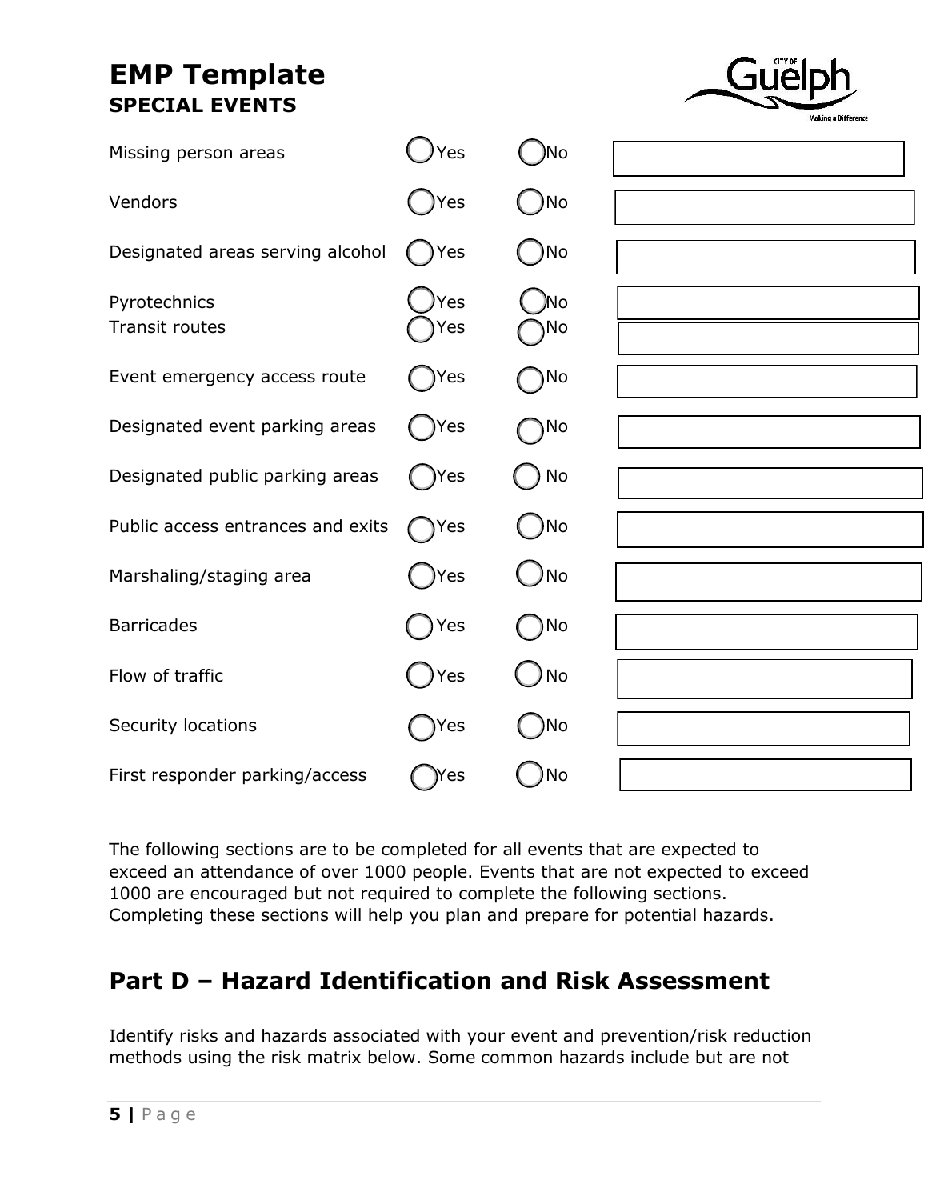| | | | |
|---|---|---|---|
| Missing person areas | ◯ Yes | ◯ No | |
| Vendors | ◯ Yes | ◯ No | |
| Designated areas serving alcohol | ◯ Yes | ◯ No | |
| Pyrotechnics | ◯ Yes | ◯ No | |
| Transit routes | ◯ Yes | ◯ No | |
| Event emergency access route | ◯ Yes | ◯ No | |
| Designated event parking areas | ◯ Yes | ◯ No | |
| Designated public parking areas | ◯ Yes | ◯ No | |
| Public access entrances and exits | ◯ Yes | ◯ No | |
| Marshaling/staging area | ◯ Yes | ◯ No | |
| Barricades | ◯ Yes | ◯ No | |
| Flow of traffic | ◯ Yes | ◯ No | |
| Security locations | ◯ Yes | ◯ No | |
| First responder parking/access | ◯ Yes | ◯ No | |

The following sections are to be completed for all events that are expected to exceed an attendance of over 1000 people. Events that are not expected to exceed 1000 are encouraged but not required to complete the following sections. Completing these sections will help you plan and prepare for potential hazards.

## Part D – Hazard Identification and Risk Assessment

Identify risks and hazards associated with your event and prevention/risk reduction methods using the risk matrix below. Some common hazards include but are not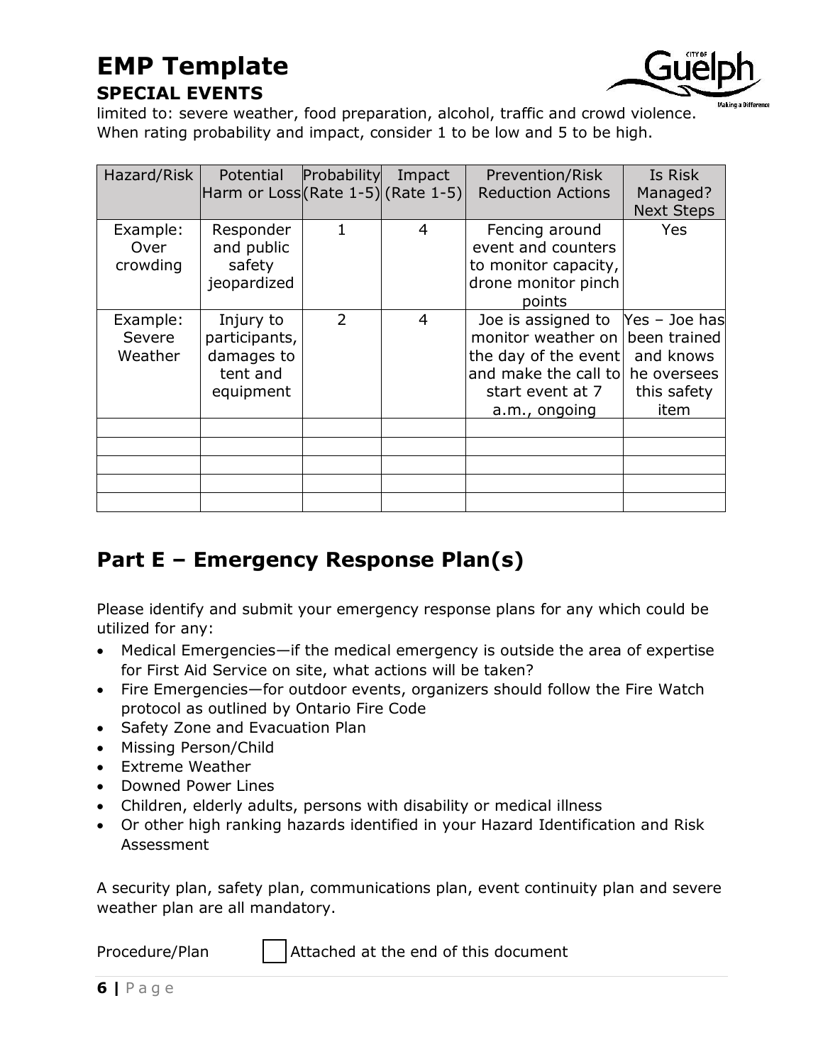limited to: severe weather, food preparation, alcohol, traffic and crowd violence. When rating probability and impact, consider 1 to be low and 5 to be high.

| Hazard/Risk | Potential Harm or Loss | Probability (Rate 1-5) | Impact (Rate 1-5) | Prevention/Risk Reduction Actions | Is Risk Managed? Next Steps |
|---|---|---|---|---|---|
| Example: Over crowding | Responder and public safety jeopardized | 1 | 4 | Fencing around event and counters to monitor capacity, drone monitor pinch points | Yes |
| Example: Severe Weather | Injury to participants, damages to tent and equipment | 2 | 4 | Joe is assigned to monitor weather on the day of the event and make the call to start event at 7 a.m., ongoing | Yes – Joe has been trained and knows he oversees this safety item |
| | | | | | |
| | | | | | |
| | | | | | |
| | | | | | |
| | | | | | |

## Part E – Emergency Response Plan(s)

Please identify and submit your emergency response plans for any which could be utilized for any:

- Medical Emergencies—if the medical emergency is outside the area of expertise for First Aid Service on site, what actions will be taken?
- Fire Emergencies—for outdoor events, organizers should follow the Fire Watch protocol as outlined by Ontario Fire Code
- Safety Zone and Evacuation Plan
- Missing Person/Child
- Extreme Weather
- Downed Power Lines
- Children, elderly adults, persons with disability or medical illness
- Or other high ranking hazards identified in your Hazard Identification and Risk Assessment

A security plan, safety plan, communications plan, event continuity plan and severe weather plan are all mandatory.

Procedure/Plan ☐ Attached at the end of this document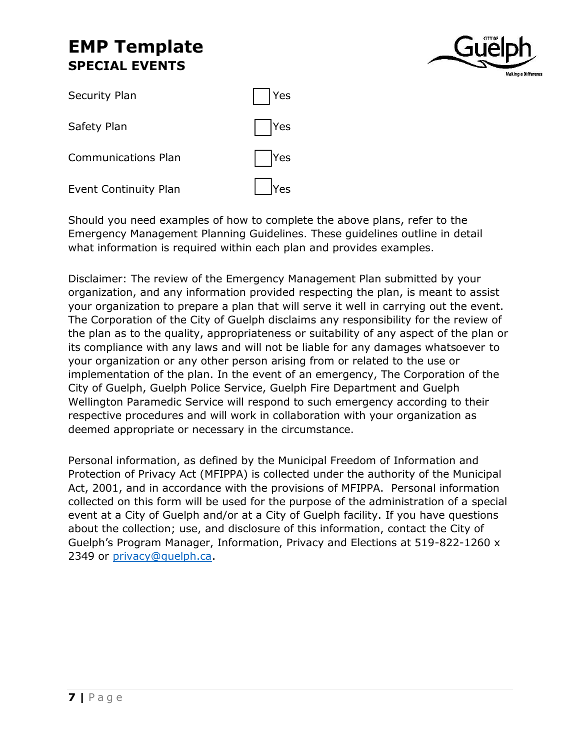# EMP Template

## SPECIAL EVENTS

| | |
|---|---|
| Security Plan | ☐ Yes |
| Safety Plan | ☐ Yes |
| Communications Plan | ☐ Yes |
| Event Continuity Plan | ☐ Yes |

Should you need examples of how to complete the above plans, refer to the Emergency Management Planning Guidelines. These guidelines outline in detail what information is required within each plan and provides examples.

Disclaimer: The review of the Emergency Management Plan submitted by your organization, and any information provided respecting the plan, is meant to assist your organization to prepare a plan that will serve it well in carrying out the event. The Corporation of the City of Guelph disclaims any responsibility for the review of the plan as to the quality, appropriateness or suitability of any aspect of the plan or its compliance with any laws and will not be liable for any damages whatsoever to your organization or any other person arising from or related to the use or implementation of the plan. In the event of an emergency, The Corporation of the City of Guelph, Guelph Police Service, Guelph Fire Department and Guelph Wellington Paramedic Service will respond to such emergency according to their respective procedures and will work in collaboration with your organization as deemed appropriate or necessary in the circumstance.

Personal information, as defined by the Municipal Freedom of Information and Protection of Privacy Act (MFIPPA) is collected under the authority of the Municipal Act, 2001, and in accordance with the provisions of MFIPPA. Personal information collected on this form will be used for the purpose of the administration of a special event at a City of Guelph and/or at a City of Guelph facility. If you have questions about the collection; use, and disclosure of this information, contact the City of Guelph's Program Manager, Information, Privacy and Elections at 519-822-1260 x 2349 or [privacy@guelph.ca](mailto:privacy@guelph.ca).